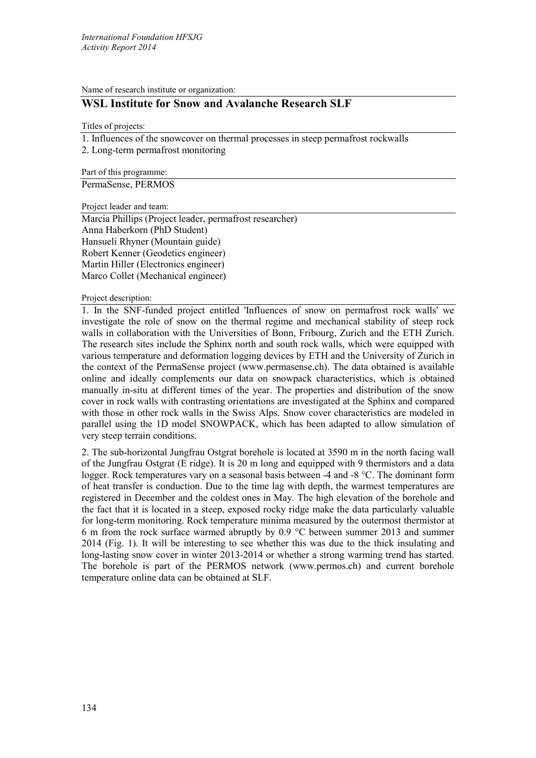Name of research institute or organization:

## WSL Institute for Snow and Avalanche Research SLF

Titles of projects:

1. Influences of the snowcover on thermal processes in steep permafrost rockwalls
2. Long-term permafrost monitoring

Part of this programme:

PermaSense, PERMOS

Project leader and team:

Marcia Phillips (Project leader, permafrost researcher)
Anna Haberkorn (PhD Student)
Hansueli Rhyner (Mountain guide)
Robert Kenner (Geodetics engineer)
Martin Hiller (Electronics engineer)
Marco Collet (Mechanical engineer)

Project description:

1. In the SNF-funded project entitled 'Influences of snow on permafrost rock walls' we investigate the role of snow on the thermal regime and mechanical stability of steep rock walls in collaboration with the Universities of Bonn, Fribourg, Zurich and the ETH Zurich. The research sites include the Sphinx north and south rock walls, which were equipped with various temperature and deformation logging devices by ETH and the University of Zurich in the context of the PermaSense project (www.permasense.ch). The data obtained is available online and ideally complements our data on snowpack characteristics, which is obtained manually in-situ at different times of the year. The properties and distribution of the snow cover in rock walls with contrasting orientations are investigated at the Sphinx and compared with those in other rock walls in the Swiss Alps. Snow cover characteristics are modeled in parallel using the 1D model SNOWPACK, which has been adapted to allow simulation of very steep terrain conditions.

2. The sub-horizontal Jungfrau Ostgrat borehole is located at 3590 m in the north facing wall of the Jungfrau Ostgrat (E ridge). It is 20 m long and equipped with 9 thermistors and a data logger. Rock temperatures vary on a seasonal basis between -4 and -8 °C. The dominant form of heat transfer is conduction. Due to the time lag with depth, the warmest temperatures are registered in December and the coldest ones in May. The high elevation of the borehole and the fact that it is located in a steep, exposed rocky ridge make the data particularly valuable for long-term monitoring. Rock temperature minima measured by the outermost thermistor at 6 m from the rock surface warmed abruptly by 0.9 °C between summer 2013 and summer 2014 (Fig. 1). It will be interesting to see whether this was due to the thick insulating and long-lasting snow cover in winter 2013-2014 or whether a strong warming trend has started. The borehole is part of the PERMOS network (www.permos.ch) and current borehole temperature online data can be obtained at SLF.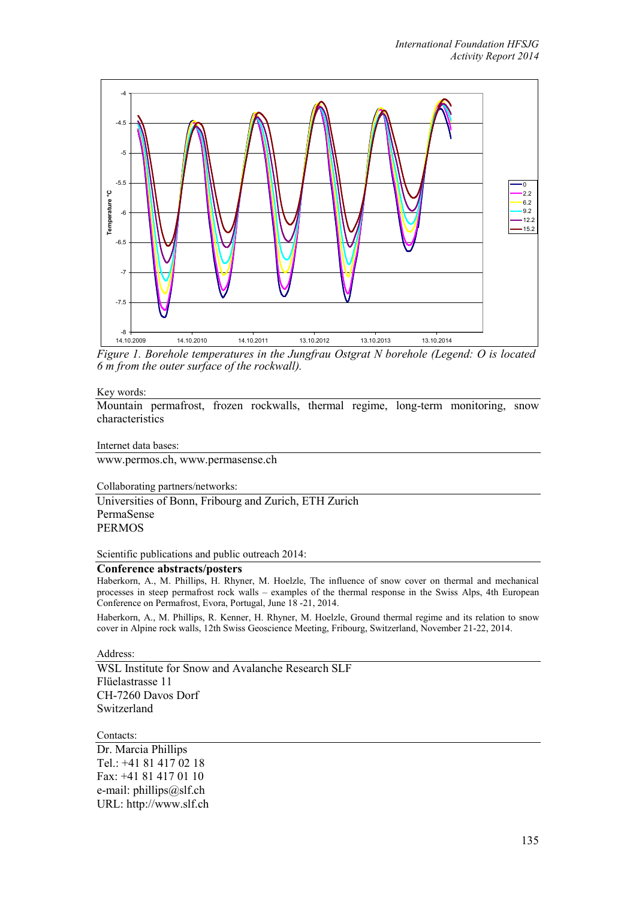Temperature °C

-4
-4.5
-5
-5.5
-6
-6.5
-7
-7.5
-8

14.10.2009 14.10.2010 14.10.2011 13.10.2012 13.10.2013 13.10.2014

0
2.2
6.2
9.2
12.2
15.2

*Figure 1. Borehole temperatures in the Jungfrau Ostgrat N borehole (Legend: O is located 6 m from the outer surface of the rockwall).*

Key words:

Mountain permafrost, frozen rockwalls, thermal regime, long-term monitoring, snow characteristics

Internet data bases:

www.permos.ch, www.permasense.ch

Collaborating partners/networks:

Universities of Bonn, Fribourg and Zurich, ETH Zurich
PermaSense
PERMOS

Scientific publications and public outreach 2014:

**Conference abstracts/posters**

Haberkorn, A., M. Phillips, H. Rhyner, M. Hoelzle, The influence of snow cover on thermal and mechanical processes in steep permafrost rock walls – examples of the thermal response in the Swiss Alps, 4th European Conference on Permafrost, Evora, Portugal, June 18 -21, 2014.

Haberkorn, A., M. Phillips, R. Kenner, H. Rhyner, M. Hoelzle, Ground thermal regime and its relation to snow cover in Alpine rock walls, 12th Swiss Geoscience Meeting, Fribourg, Switzerland, November 21-22, 2014.

Address:

WSL Institute for Snow and Avalanche Research SLF
Flüelastrasse 11
CH-7260 Davos Dorf
Switzerland

Contacts:

Dr. Marcia Phillips
Tel.: +41 81 417 02 18
Fax: +41 81 417 01 10
e-mail: phillips@slf.ch
URL: http://www.slf.ch